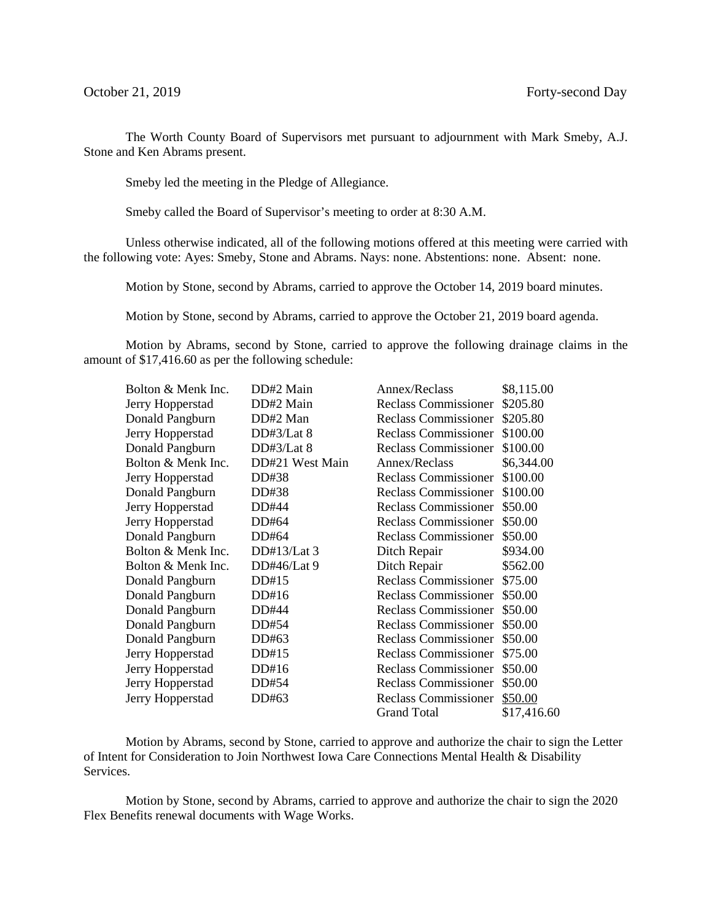October 21, 2019 Forty-second Day

The Worth County Board of Supervisors met pursuant to adjournment with Mark Smeby, A.J. Stone and Ken Abrams present.

Smeby led the meeting in the Pledge of Allegiance.

Smeby called the Board of Supervisor's meeting to order at 8:30 A.M.

Unless otherwise indicated, all of the following motions offered at this meeting were carried with the following vote: Ayes: Smeby, Stone and Abrams. Nays: none. Abstentions: none. Absent: none.

Motion by Stone, second by Abrams, carried to approve the October 14, 2019 board minutes.

Motion by Stone, second by Abrams, carried to approve the October 21, 2019 board agenda.

Motion by Abrams, second by Stone, carried to approve the following drainage claims in the amount of $17,416.60 as per the following schedule:

| | | | |
|---|---|---|---|
| Bolton & Menk Inc. | DD#2 Main | Annex/Reclass | $8,115.00 |
| Jerry Hopperstad | DD#2 Main | Reclass Commissioner | $205.80 |
| Donald Pangburn | DD#2 Man | Reclass Commissioner | $205.80 |
| Jerry Hopperstad | DD#3/Lat 8 | Reclass Commissioner | $100.00 |
| Donald Pangburn | DD#3/Lat 8 | Reclass Commissioner | $100.00 |
| Bolton & Menk Inc. | DD#21 West Main | Annex/Reclass | $6,344.00 |
| Jerry Hopperstad | DD#38 | Reclass Commissioner | $100.00 |
| Donald Pangburn | DD#38 | Reclass Commissioner | $100.00 |
| Jerry Hopperstad | DD#44 | Reclass Commissioner | $50.00 |
| Jerry Hopperstad | DD#64 | Reclass Commissioner | $50.00 |
| Donald Pangburn | DD#64 | Reclass Commissioner | $50.00 |
| Bolton & Menk Inc. | DD#13/Lat 3 | Ditch Repair | $934.00 |
| Bolton & Menk Inc. | DD#46/Lat 9 | Ditch Repair | $562.00 |
| Donald Pangburn | DD#15 | Reclass Commissioner | $75.00 |
| Donald Pangburn | DD#16 | Reclass Commissioner | $50.00 |
| Donald Pangburn | DD#44 | Reclass Commissioner | $50.00 |
| Donald Pangburn | DD#54 | Reclass Commissioner | $50.00 |
| Donald Pangburn | DD#63 | Reclass Commissioner | $50.00 |
| Jerry Hopperstad | DD#15 | Reclass Commissioner | $75.00 |
| Jerry Hopperstad | DD#16 | Reclass Commissioner | $50.00 |
| Jerry Hopperstad | DD#54 | Reclass Commissioner | $50.00 |
| Jerry Hopperstad | DD#63 | Reclass Commissioner | $50.00 |
| | | Grand Total | $17,416.60 |

Motion by Abrams, second by Stone, carried to approve and authorize the chair to sign the Letter of Intent for Consideration to Join Northwest Iowa Care Connections Mental Health & Disability Services.

Motion by Stone, second by Abrams, carried to approve and authorize the chair to sign the 2020 Flex Benefits renewal documents with Wage Works.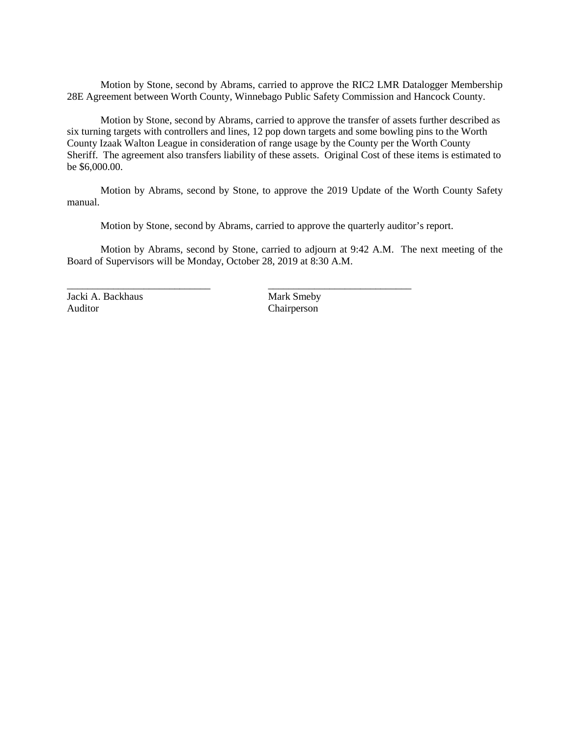Motion by Stone, second by Abrams, carried to approve the RIC2 LMR Datalogger Membership 28E Agreement between Worth County, Winnebago Public Safety Commission and Hancock County.

Motion by Stone, second by Abrams, carried to approve the transfer of assets further described as six turning targets with controllers and lines, 12 pop down targets and some bowling pins to the Worth County Izaak Walton League in consideration of range usage by the County per the Worth County Sheriff. The agreement also transfers liability of these assets. Original Cost of these items is estimated to be $6,000.00.

Motion by Abrams, second by Stone, to approve the 2019 Update of the Worth County Safety manual.

Motion by Stone, second by Abrams, carried to approve the quarterly auditor's report.

Motion by Abrams, second by Stone, carried to adjourn at 9:42 A.M. The next meeting of the Board of Supervisors will be Monday, October 28, 2019 at 8:30 A.M.

| | |
|---|---|
| ____________________________ | ____________________________ |
| Jacki A. Backhaus | Mark Smeby |
| Auditor | Chairperson |